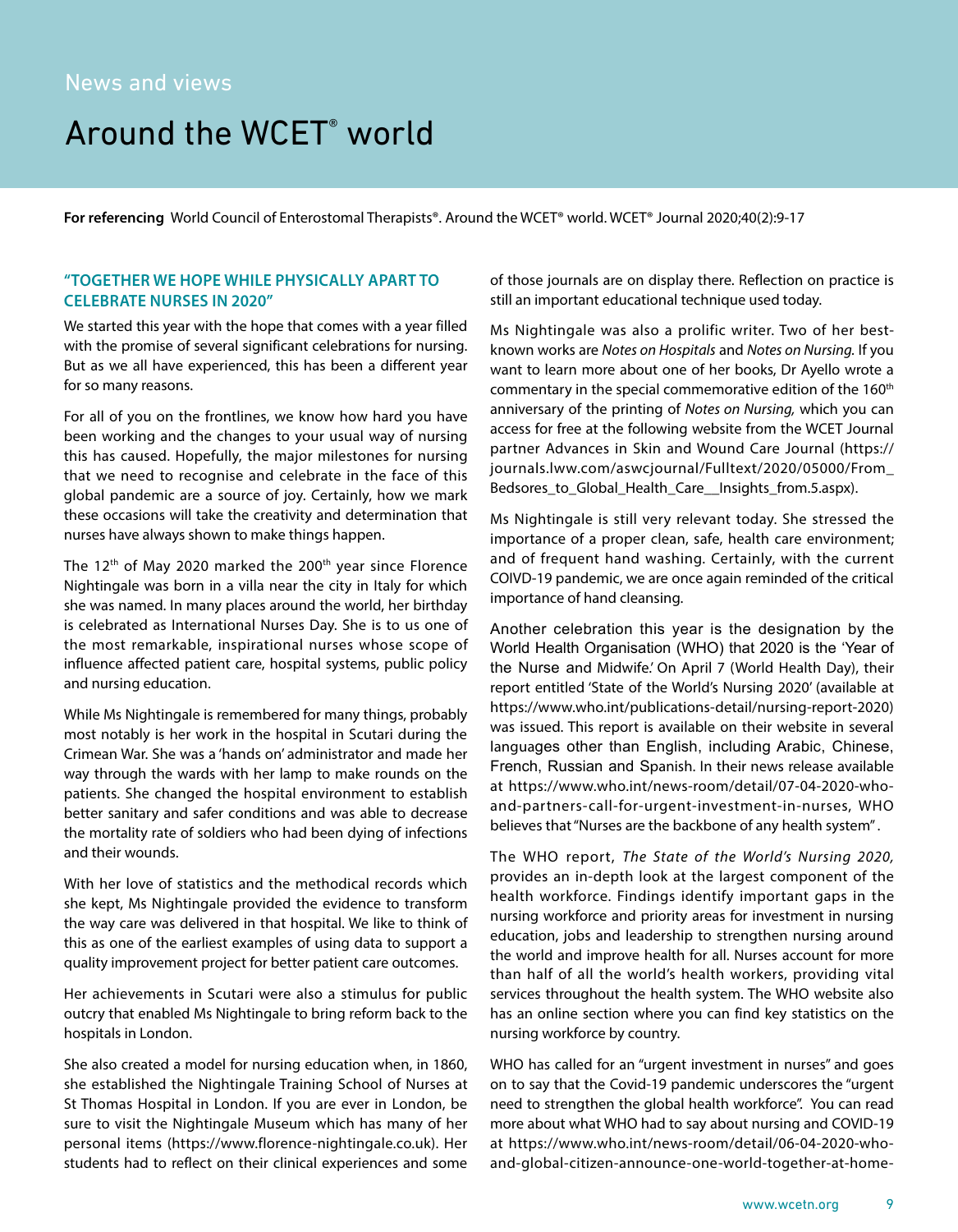News and views

# Around the WCET® world

**For referencing** World Council of Enterostomal Therapists®. Around the WCET® world. WCET® Journal 2020;40(2):9-17

## "TOGETHER WE HOPE WHILE PHYSICALLY APART TO CELEBRATE NURSES IN 2020"

We started this year with the hope that comes with a year filled with the promise of several significant celebrations for nursing. But as we all have experienced, this has been a different year for so many reasons.

For all of you on the frontlines, we know how hard you have been working and the changes to your usual way of nursing this has caused. Hopefully, the major milestones for nursing that we need to recognise and celebrate in the face of this global pandemic are a source of joy. Certainly, how we mark these occasions will take the creativity and determination that nurses have always shown to make things happen.

The 12th of May 2020 marked the 200th year since Florence Nightingale was born in a villa near the city in Italy for which she was named. In many places around the world, her birthday is celebrated as International Nurses Day. She is to us one of the most remarkable, inspirational nurses whose scope of influence affected patient care, hospital systems, public policy and nursing education.

While Ms Nightingale is remembered for many things, probably most notably is her work in the hospital in Scutari during the Crimean War. She was a 'hands on' administrator and made her way through the wards with her lamp to make rounds on the patients. She changed the hospital environment to establish better sanitary and safer conditions and was able to decrease the mortality rate of soldiers who had been dying of infections and their wounds.

With her love of statistics and the methodical records which she kept, Ms Nightingale provided the evidence to transform the way care was delivered in that hospital. We like to think of this as one of the earliest examples of using data to support a quality improvement project for better patient care outcomes.

Her achievements in Scutari were also a stimulus for public outcry that enabled Ms Nightingale to bring reform back to the hospitals in London.

She also created a model for nursing education when, in 1860, she established the Nightingale Training School of Nurses at St Thomas Hospital in London. If you are ever in London, be sure to visit the Nightingale Museum which has many of her personal items (https://www.florence-nightingale.co.uk). Her students had to reflect on their clinical experiences and some of those journals are on display there. Reflection on practice is still an important educational technique used today.

Ms Nightingale was also a prolific writer. Two of her best-known works are *Notes on Hospitals* and *Notes on Nursing.* If you want to learn more about one of her books, Dr Ayello wrote a commentary in the special commemorative edition of the 160th anniversary of the printing of *Notes on Nursing,* which you can access for free at the following website from the WCET Journal partner Advances in Skin and Wound Care Journal (https://journals.lww.com/aswcjournal/Fulltext/2020/05000/From_Bedsores_to_Global_Health_Care__Insights_from.5.aspx).

Ms Nightingale is still very relevant today. She stressed the importance of a proper clean, safe, health care environment; and of frequent hand washing. Certainly, with the current COIVD-19 pandemic, we are once again reminded of the critical importance of hand cleansing.

Another celebration this year is the designation by the World Health Organisation (WHO) that 2020 is the 'Year of the Nurse and Midwife.' On April 7 (World Health Day), their report entitled 'State of the World's Nursing 2020' (available at https://www.who.int/publications-detail/nursing-report-2020) was issued. This report is available on their website in several languages other than English, including Arabic, Chinese, French, Russian and Spanish. In their news release available at https://www.who.int/news-room/detail/07-04-2020-who-and-partners-call-for-urgent-investment-in-nurses, WHO believes that "Nurses are the backbone of any health system".

The WHO report, *The State of the World's Nursing 2020,* provides an in-depth look at the largest component of the health workforce. Findings identify important gaps in the nursing workforce and priority areas for investment in nursing education, jobs and leadership to strengthen nursing around the world and improve health for all. Nurses account for more than half of all the world's health workers, providing vital services throughout the health system. The WHO website also has an online section where you can find key statistics on the nursing workforce by country.

WHO has called for an "urgent investment in nurses" and goes on to say that the Covid-19 pandemic underscores the "urgent need to strengthen the global health workforce". You can read more about what WHO had to say about nursing and COVID-19 at https://www.who.int/news-room/detail/06-04-2020-who-and-global-citizen-announce-one-world-together-at-home-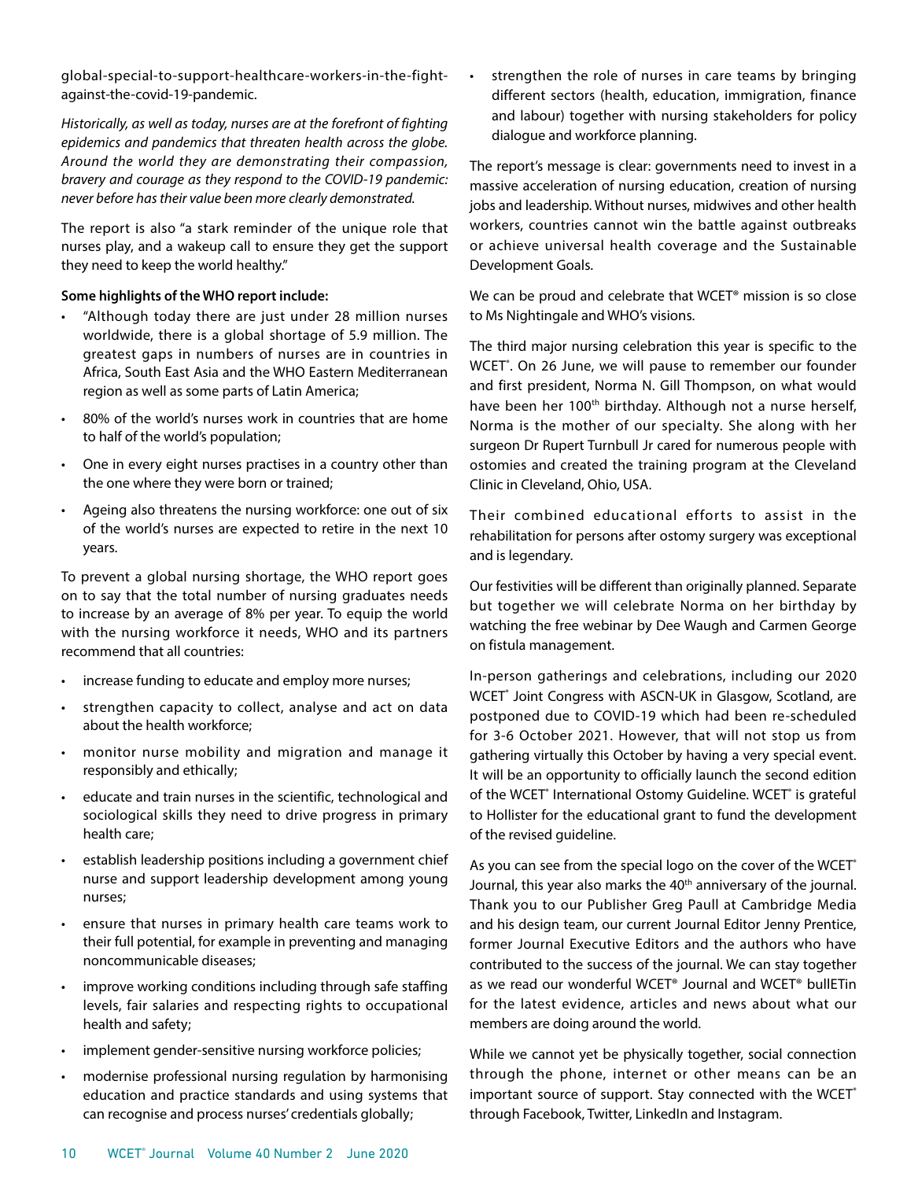global-special-to-support-healthcare-workers-in-the-fight-against-the-covid-19-pandemic.

*Historically, as well as today, nurses are at the forefront of fighting epidemics and pandemics that threaten health across the globe. Around the world they are demonstrating their compassion, bravery and courage as they respond to the COVID-19 pandemic: never before has their value been more clearly demonstrated.*

The report is also "a stark reminder of the unique role that nurses play, and a wakeup call to ensure they get the support they need to keep the world healthy."

**Some highlights of the WHO report include:**

- "Although today there are just under 28 million nurses worldwide, there is a global shortage of 5.9 million. The greatest gaps in numbers of nurses are in countries in Africa, South East Asia and the WHO Eastern Mediterranean region as well as some parts of Latin America;
- 80% of the world's nurses work in countries that are home to half of the world's population;
- One in every eight nurses practises in a country other than the one where they were born or trained;
- Ageing also threatens the nursing workforce: one out of six of the world's nurses are expected to retire in the next 10 years.

To prevent a global nursing shortage, the WHO report goes on to say that the total number of nursing graduates needs to increase by an average of 8% per year. To equip the world with the nursing workforce it needs, WHO and its partners recommend that all countries:

- increase funding to educate and employ more nurses;
- strengthen capacity to collect, analyse and act on data about the health workforce;
- monitor nurse mobility and migration and manage it responsibly and ethically;
- educate and train nurses in the scientific, technological and sociological skills they need to drive progress in primary health care;
- establish leadership positions including a government chief nurse and support leadership development among young nurses;
- ensure that nurses in primary health care teams work to their full potential, for example in preventing and managing noncommunicable diseases;
- improve working conditions including through safe staffing levels, fair salaries and respecting rights to occupational health and safety;
- implement gender-sensitive nursing workforce policies;
- modernise professional nursing regulation by harmonising education and practice standards and using systems that can recognise and process nurses' credentials globally;
- strengthen the role of nurses in care teams by bringing different sectors (health, education, immigration, finance and labour) together with nursing stakeholders for policy dialogue and workforce planning.

The report's message is clear: governments need to invest in a massive acceleration of nursing education, creation of nursing jobs and leadership. Without nurses, midwives and other health workers, countries cannot win the battle against outbreaks or achieve universal health coverage and the Sustainable Development Goals.

We can be proud and celebrate that WCET® mission is so close to Ms Nightingale and WHO's visions.

The third major nursing celebration this year is specific to the WCET®. On 26 June, we will pause to remember our founder and first president, Norma N. Gill Thompson, on what would have been her 100th birthday. Although not a nurse herself, Norma is the mother of our specialty. She along with her surgeon Dr Rupert Turnbull Jr cared for numerous people with ostomies and created the training program at the Cleveland Clinic in Cleveland, Ohio, USA.

Their combined educational efforts to assist in the rehabilitation for persons after ostomy surgery was exceptional and is legendary.

Our festivities will be different than originally planned. Separate but together we will celebrate Norma on her birthday by watching the free webinar by Dee Waugh and Carmen George on fistula management.

In-person gatherings and celebrations, including our 2020 WCET® Joint Congress with ASCN-UK in Glasgow, Scotland, are postponed due to COVID-19 which had been re-scheduled for 3-6 October 2021. However, that will not stop us from gathering virtually this October by having a very special event. It will be an opportunity to officially launch the second edition of the WCET® International Ostomy Guideline. WCET® is grateful to Hollister for the educational grant to fund the development of the revised guideline.

As you can see from the special logo on the cover of the WCET® Journal, this year also marks the 40th anniversary of the journal. Thank you to our Publisher Greg Paull at Cambridge Media and his design team, our current Journal Editor Jenny Prentice, former Journal Executive Editors and the authors who have contributed to the success of the journal. We can stay together as we read our wonderful WCET® Journal and WCET® bullETin for the latest evidence, articles and news about what our members are doing around the world.

While we cannot yet be physically together, social connection through the phone, internet or other means can be an important source of support. Stay connected with the WCET® through Facebook, Twitter, LinkedIn and Instagram.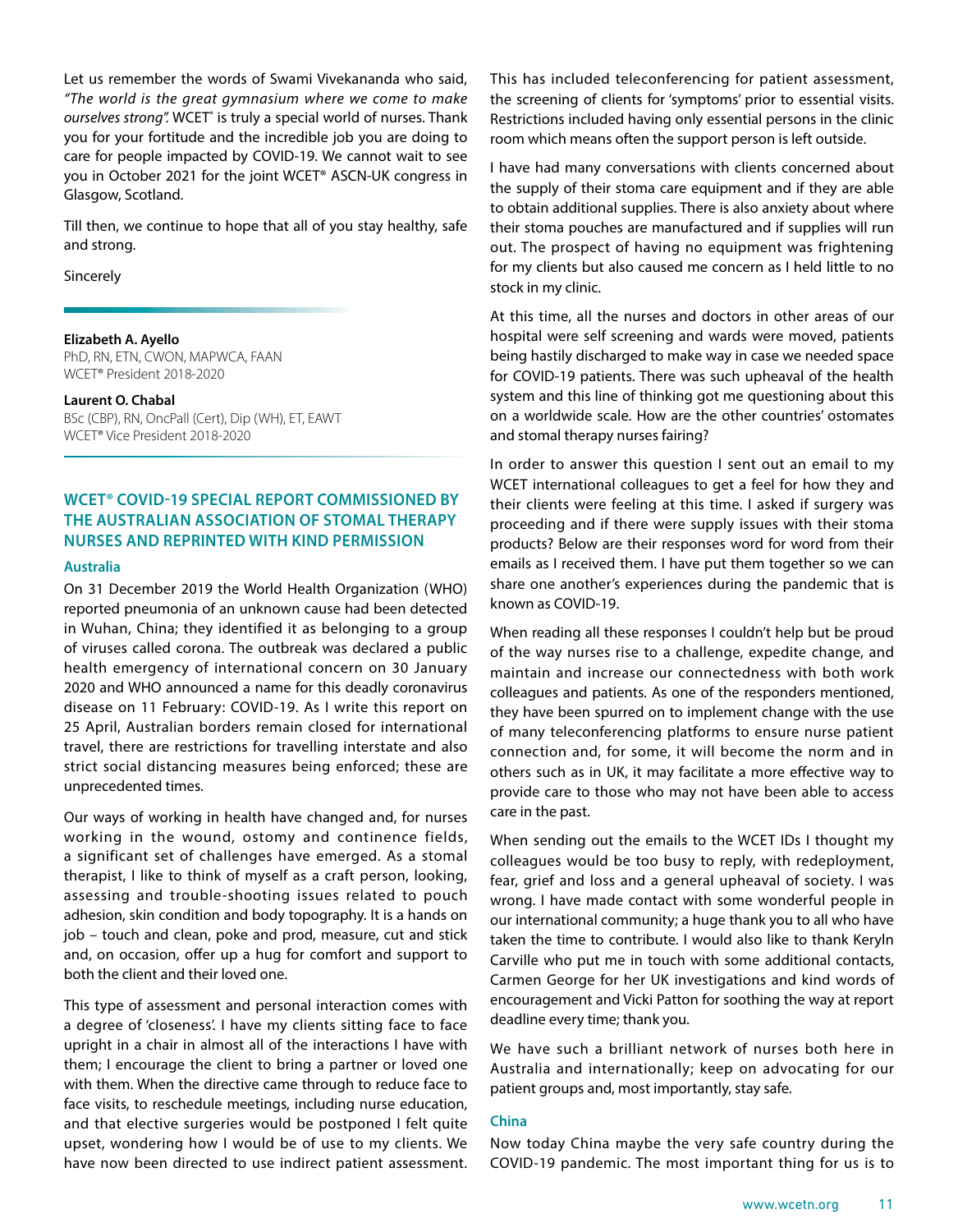Let us remember the words of Swami Vivekananda who said, *"The world is the great gymnasium where we come to make ourselves strong".* WCET® is truly a special world of nurses. Thank you for your fortitude and the incredible job you are doing to care for people impacted by COVID-19. We cannot wait to see you in October 2021 for the joint WCET® ASCN-UK congress in Glasgow, Scotland.

Till then, we continue to hope that all of you stay healthy, safe and strong.

Sincerely

**Elizabeth A. Ayello**
PhD, RN, ETN, CWON, MAPWCA, FAAN
WCET® President 2018-2020

**Laurent O. Chabal**
BSc (CBP), RN, OncPall (Cert), Dip (WH), ET, EAWT
WCET® Vice President 2018-2020

## WCET® COVID-19 SPECIAL REPORT COMMISSIONED BY THE AUSTRALIAN ASSOCIATION OF STOMAL THERAPY NURSES AND REPRINTED WITH KIND PERMISSION

### Australia

On 31 December 2019 the World Health Organization (WHO) reported pneumonia of an unknown cause had been detected in Wuhan, China; they identified it as belonging to a group of viruses called corona. The outbreak was declared a public health emergency of international concern on 30 January 2020 and WHO announced a name for this deadly coronavirus disease on 11 February: COVID-19. As I write this report on 25 April, Australian borders remain closed for international travel, there are restrictions for travelling interstate and also strict social distancing measures being enforced; these are unprecedented times.

Our ways of working in health have changed and, for nurses working in the wound, ostomy and continence fields, a significant set of challenges have emerged. As a stomal therapist, I like to think of myself as a craft person, looking, assessing and trouble-shooting issues related to pouch adhesion, skin condition and body topography. It is a hands on job – touch and clean, poke and prod, measure, cut and stick and, on occasion, offer up a hug for comfort and support to both the client and their loved one.

This type of assessment and personal interaction comes with a degree of 'closeness'. I have my clients sitting face to face upright in a chair in almost all of the interactions I have with them; I encourage the client to bring a partner or loved one with them. When the directive came through to reduce face to face visits, to reschedule meetings, including nurse education, and that elective surgeries would be postponed I felt quite upset, wondering how I would be of use to my clients. We have now been directed to use indirect patient assessment. This has included teleconferencing for patient assessment, the screening of clients for 'symptoms' prior to essential visits. Restrictions included having only essential persons in the clinic room which means often the support person is left outside.

I have had many conversations with clients concerned about the supply of their stoma care equipment and if they are able to obtain additional supplies. There is also anxiety about where their stoma pouches are manufactured and if supplies will run out. The prospect of having no equipment was frightening for my clients but also caused me concern as I held little to no stock in my clinic.

At this time, all the nurses and doctors in other areas of our hospital were self screening and wards were moved, patients being hastily discharged to make way in case we needed space for COVID-19 patients. There was such upheaval of the health system and this line of thinking got me questioning about this on a worldwide scale. How are the other countries' ostomates and stomal therapy nurses fairing?

In order to answer this question I sent out an email to my WCET international colleagues to get a feel for how they and their clients were feeling at this time. I asked if surgery was proceeding and if there were supply issues with their stoma products? Below are their responses word for word from their emails as I received them. I have put them together so we can share one another's experiences during the pandemic that is known as COVID-19.

When reading all these responses I couldn't help but be proud of the way nurses rise to a challenge, expedite change, and maintain and increase our connectedness with both work colleagues and patients. As one of the responders mentioned, they have been spurred on to implement change with the use of many teleconferencing platforms to ensure nurse patient connection and, for some, it will become the norm and in others such as in UK, it may facilitate a more effective way to provide care to those who may not have been able to access care in the past.

When sending out the emails to the WCET IDs I thought my colleagues would be too busy to reply, with redeployment, fear, grief and loss and a general upheaval of society. I was wrong. I have made contact with some wonderful people in our international community; a huge thank you to all who have taken the time to contribute. I would also like to thank Keryln Carville who put me in touch with some additional contacts, Carmen George for her UK investigations and kind words of encouragement and Vicki Patton for soothing the way at report deadline every time; thank you.

We have such a brilliant network of nurses both here in Australia and internationally; keep on advocating for our patient groups and, most importantly, stay safe.

### China

Now today China maybe the very safe country during the COVID-19 pandemic. The most important thing for us is to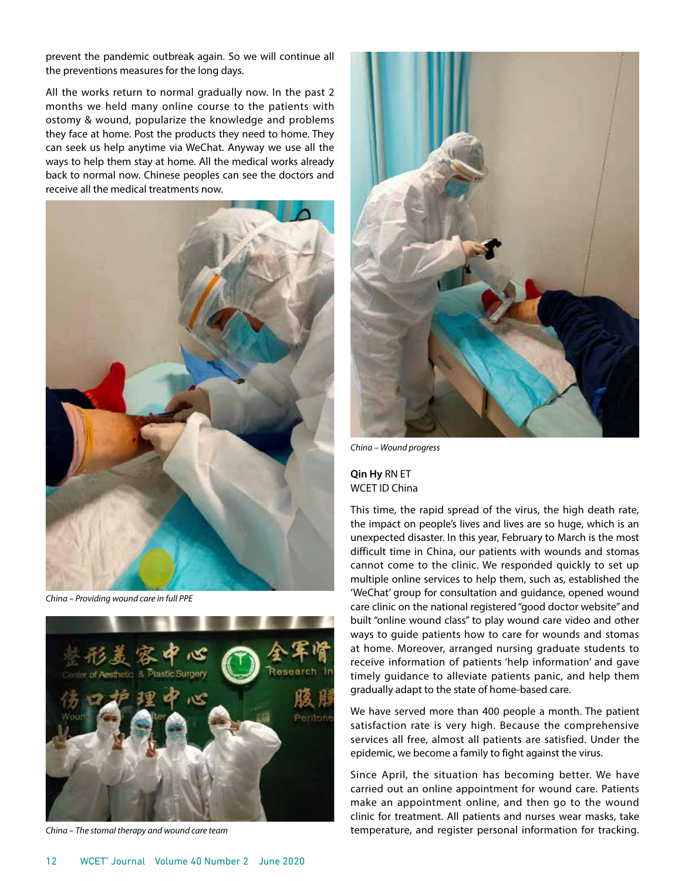prevent the pandemic outbreak again. So we will continue all the preventions measures for the long days.

All the works return to normal gradually now. In the past 2 months we held many online course to the patients with ostomy & wound, popularize the knowledge and problems they face at home. Post the products they need to home. They can seek us help anytime via WeChat. Anyway we use all the ways to help them stay at home. All the medical works already back to normal now. Chinese peoples can see the doctors and receive all the medical treatments now.

*China – Providing wound care in full PPE*

*China – The stomal therapy and wound care team*

*China – Wound progress*

**Qin Hy** RN ET
WCET ID China

This time, the rapid spread of the virus, the high death rate, the impact on people's lives and lives are so huge, which is an unexpected disaster. In this year, February to March is the most difficult time in China, our patients with wounds and stomas cannot come to the clinic. We responded quickly to set up multiple online services to help them, such as, established the 'WeChat' group for consultation and guidance, opened wound care clinic on the national registered "good doctor website" and built "online wound class" to play wound care video and other ways to guide patients how to care for wounds and stomas at home. Moreover, arranged nursing graduate students to receive information of patients 'help information' and gave timely guidance to alleviate patients panic, and help them gradually adapt to the state of home-based care.

We have served more than 400 people a month. The patient satisfaction rate is very high. Because the comprehensive services all free, almost all patients are satisfied. Under the epidemic, we become a family to fight against the virus.

Since April, the situation has becoming better. We have carried out an online appointment for wound care. Patients make an appointment online, and then go to the wound clinic for treatment. All patients and nurses wear masks, take temperature, and register personal information for tracking.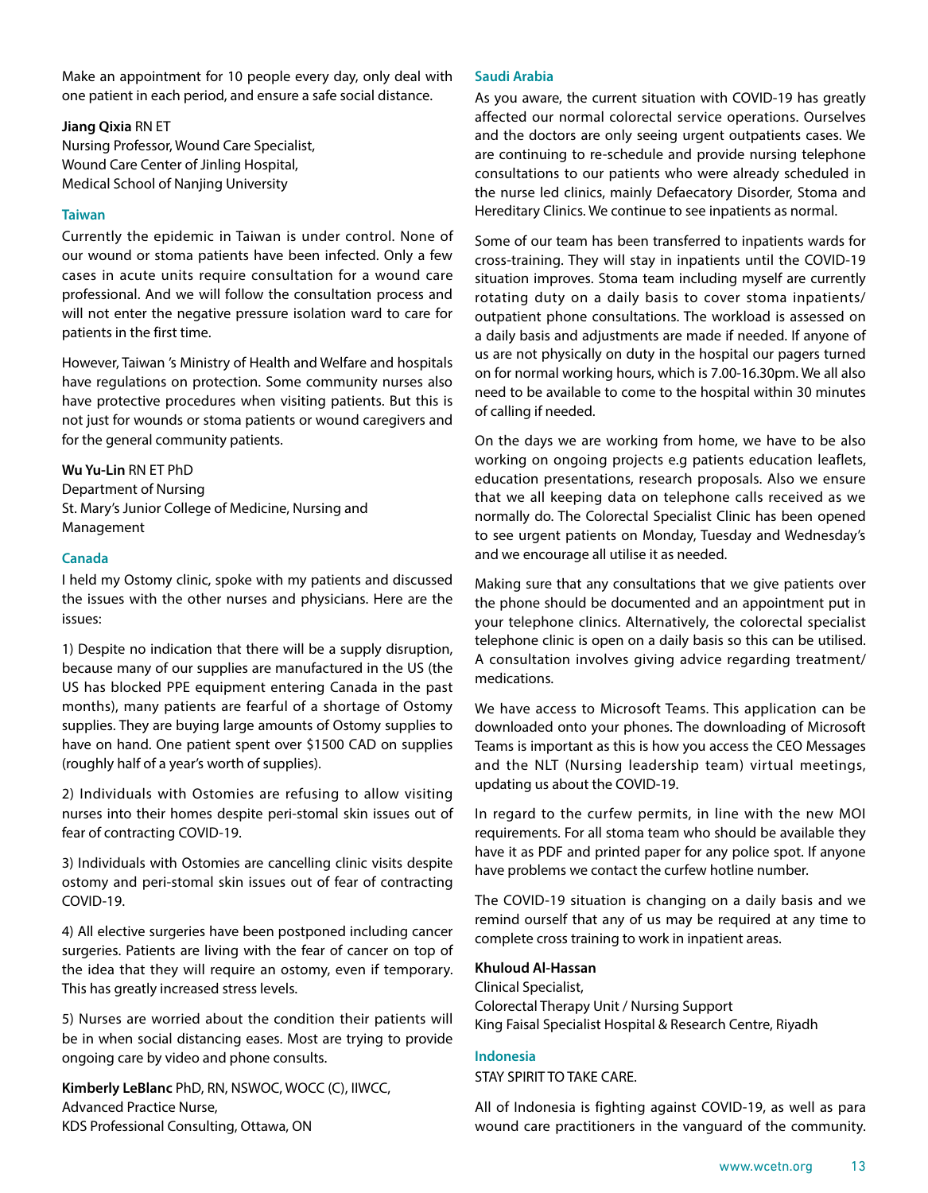Make an appointment for 10 people every day, only deal with one patient in each period, and ensure a safe social distance.

**Jiang Qixia** RN ET
Nursing Professor, Wound Care Specialist,
Wound Care Center of Jinling Hospital,
Medical School of Nanjing University

### Taiwan

Currently the epidemic in Taiwan is under control. None of our wound or stoma patients have been infected. Only a few cases in acute units require consultation for a wound care professional. And we will follow the consultation process and will not enter the negative pressure isolation ward to care for patients in the first time.

However, Taiwan 's Ministry of Health and Welfare and hospitals have regulations on protection. Some community nurses also have protective procedures when visiting patients. But this is not just for wounds or stoma patients or wound caregivers and for the general community patients.

**Wu Yu-Lin** RN ET PhD
Department of Nursing
St. Mary's Junior College of Medicine, Nursing and Management

### Canada

I held my Ostomy clinic, spoke with my patients and discussed the issues with the other nurses and physicians. Here are the issues:

1) Despite no indication that there will be a supply disruption, because many of our supplies are manufactured in the US (the US has blocked PPE equipment entering Canada in the past months), many patients are fearful of a shortage of Ostomy supplies. They are buying large amounts of Ostomy supplies to have on hand. One patient spent over $1500 CAD on supplies (roughly half of a year's worth of supplies).

2) Individuals with Ostomies are refusing to allow visiting nurses into their homes despite peri-stomal skin issues out of fear of contracting COVID-19.

3) Individuals with Ostomies are cancelling clinic visits despite ostomy and peri-stomal skin issues out of fear of contracting COVID-19.

4) All elective surgeries have been postponed including cancer surgeries. Patients are living with the fear of cancer on top of the idea that they will require an ostomy, even if temporary. This has greatly increased stress levels.

5) Nurses are worried about the condition their patients will be in when social distancing eases. Most are trying to provide ongoing care by video and phone consults.

**Kimberly LeBlanc** PhD, RN, NSWOC, WOCC (C), IIWCC,
Advanced Practice Nurse,
KDS Professional Consulting, Ottawa, ON

### Saudi Arabia

As you aware, the current situation with COVID-19 has greatly affected our normal colorectal service operations. Ourselves and the doctors are only seeing urgent outpatients cases. We are continuing to re-schedule and provide nursing telephone consultations to our patients who were already scheduled in the nurse led clinics, mainly Defaecatory Disorder, Stoma and Hereditary Clinics. We continue to see inpatients as normal.

Some of our team has been transferred to inpatients wards for cross-training. They will stay in inpatients until the COVID-19 situation improves. Stoma team including myself are currently rotating duty on a daily basis to cover stoma inpatients/ outpatient phone consultations. The workload is assessed on a daily basis and adjustments are made if needed. If anyone of us are not physically on duty in the hospital our pagers turned on for normal working hours, which is 7.00-16.30pm. We all also need to be available to come to the hospital within 30 minutes of calling if needed.

On the days we are working from home, we have to be also working on ongoing projects e.g patients education leaflets, education presentations, research proposals. Also we ensure that we all keeping data on telephone calls received as we normally do. The Colorectal Specialist Clinic has been opened to see urgent patients on Monday, Tuesday and Wednesday's and we encourage all utilise it as needed.

Making sure that any consultations that we give patients over the phone should be documented and an appointment put in your telephone clinics. Alternatively, the colorectal specialist telephone clinic is open on a daily basis so this can be utilised. A consultation involves giving advice regarding treatment/ medications.

We have access to Microsoft Teams. This application can be downloaded onto your phones. The downloading of Microsoft Teams is important as this is how you access the CEO Messages and the NLT (Nursing leadership team) virtual meetings, updating us about the COVID-19.

In regard to the curfew permits, in line with the new MOI requirements. For all stoma team who should be available they have it as PDF and printed paper for any police spot. If anyone have problems we contact the curfew hotline number.

The COVID-19 situation is changing on a daily basis and we remind ourself that any of us may be required at any time to complete cross training to work in inpatient areas.

**Khuloud Al-Hassan**
Clinical Specialist,
Colorectal Therapy Unit / Nursing Support
King Faisal Specialist Hospital & Research Centre, Riyadh

### Indonesia

STAY SPIRIT TO TAKE CARE.

All of Indonesia is fighting against COVID-19, as well as para wound care practitioners in the vanguard of the community.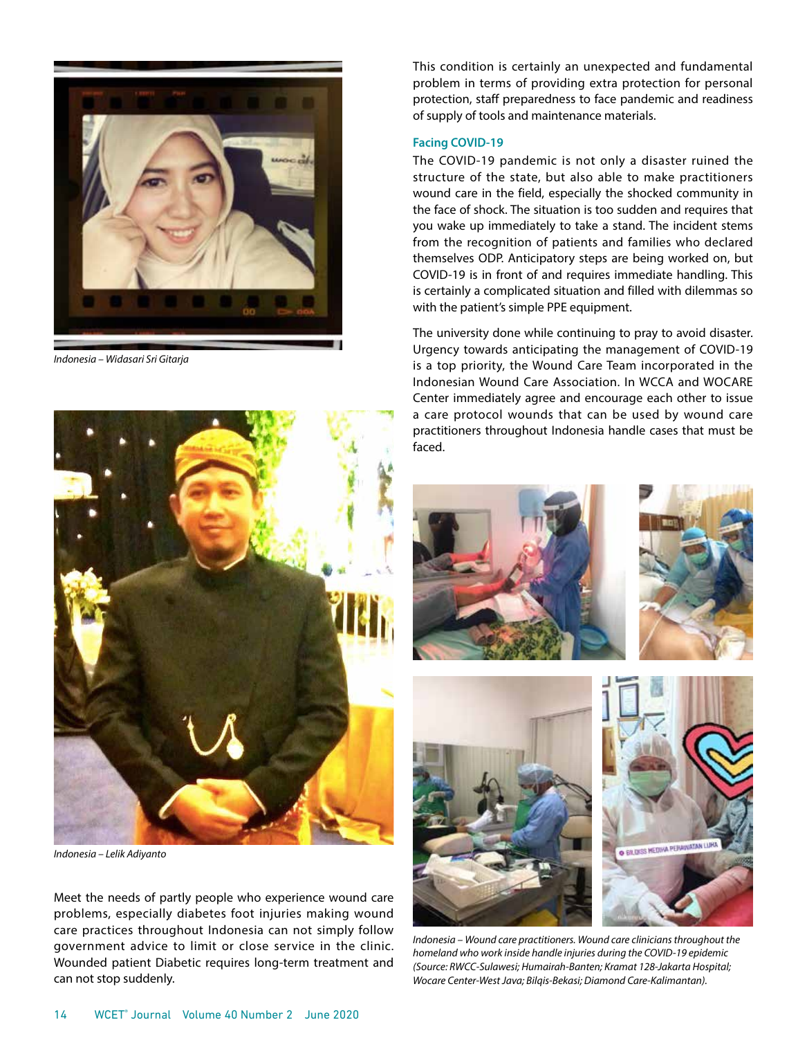*Indonesia – Widasari Sri Gitarja*

*Indonesia – Lelik Adiyanto*

Meet the needs of partly people who experience wound care problems, especially diabetes foot injuries making wound care practices throughout Indonesia can not simply follow government advice to limit or close service in the clinic. Wounded patient Diabetic requires long-term treatment and can not stop suddenly.

This condition is certainly an unexpected and fundamental problem in terms of providing extra protection for personal protection, staff preparedness to face pandemic and readiness of supply of tools and maintenance materials.

### Facing COVID-19

The COVID-19 pandemic is not only a disaster ruined the structure of the state, but also able to make practitioners wound care in the field, especially the shocked community in the face of shock. The situation is too sudden and requires that you wake up immediately to take a stand. The incident stems from the recognition of patients and families who declared themselves ODP. Anticipatory steps are being worked on, but COVID-19 is in front of and requires immediate handling. This is certainly a complicated situation and filled with dilemmas so with the patient's simple PPE equipment.

The university done while continuing to pray to avoid disaster. Urgency towards anticipating the management of COVID-19 is a top priority, the Wound Care Team incorporated in the Indonesian Wound Care Association. In WCCA and WOCARE Center immediately agree and encourage each other to issue a care protocol wounds that can be used by wound care practitioners throughout Indonesia handle cases that must be faced.

*Indonesia – Wound care practitioners. Wound care clinicians throughout the homeland who work inside handle injuries during the COVID-19 epidemic (Souarce: RWCC-Sulawesi; Humairah-Banten; Kramat 128-Jakarta Hospital; Wocare Center-West Java; Bilqis-Bekasi; Diamond Care-Kalimantan).*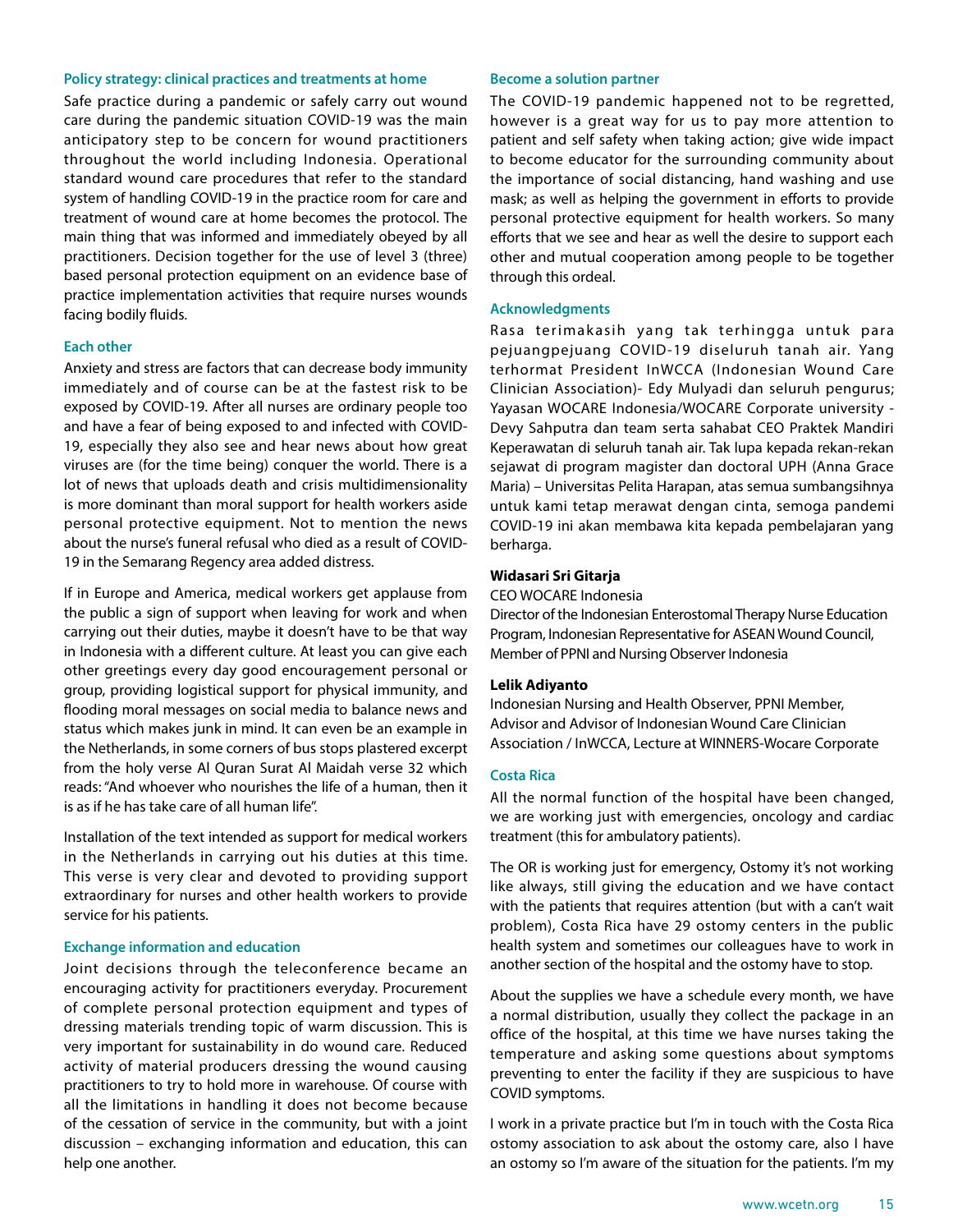### Policy strategy: clinical practices and treatments at home

Safe practice during a pandemic or safely carry out wound care during the pandemic situation COVID-19 was the main anticipatory step to be concern for wound practitioners throughout the world including Indonesia. Operational standard wound care procedures that refer to the standard system of handling COVID-19 in the practice room for care and treatment of wound care at home becomes the protocol. The main thing that was informed and immediately obeyed by all practitioners. Decision together for the use of level 3 (three) based personal protection equipment on an evidence base of practice implementation activities that require nurses wounds facing bodily fluids.

### Each other

Anxiety and stress are factors that can decrease body immunity immediately and of course can be at the fastest risk to be exposed by COVID-19. After all nurses are ordinary people too and have a fear of being exposed to and infected with COVID-19, especially they also see and hear news about how great viruses are (for the time being) conquer the world. There is a lot of news that uploads death and crisis multidimensionality is more dominant than moral support for health workers aside personal protective equipment. Not to mention the news about the nurse's funeral refusal who died as a result of COVID-19 in the Semarang Regency area added distress.

If in Europe and America, medical workers get applause from the public a sign of support when leaving for work and when carrying out their duties, maybe it doesn't have to be that way in Indonesia with a different culture. At least you can give each other greetings every day good encouragement personal or group, providing logistical support for physical immunity, and flooding moral messages on social media to balance news and status which makes junk in mind. It can even be an example in the Netherlands, in some corners of bus stops plastered excerpt from the holy verse Al Quran Surat Al Maidah verse 32 which reads: "And whoever who nourishes the life of a human, then it is as if he has take care of all human life".

Installation of the text intended as support for medical workers in the Netherlands in carrying out his duties at this time. This verse is very clear and devoted to providing support extraordinary for nurses and other health workers to provide service for his patients.

### Exchange information and education

Joint decisions through the teleconference became an encouraging activity for practitioners everyday. Procurement of complete personal protection equipment and types of dressing materials trending topic of warm discussion. This is very important for sustainability in do wound care. Reduced activity of material producers dressing the wound causing practitioners to try to hold more in warehouse. Of course with all the limitations in handling it does not become because of the cessation of service in the community, but with a joint discussion – exchanging information and education, this can help one another.

### Become a solution partner

The COVID-19 pandemic happened not to be regretted, however is a great way for us to pay more attention to patient and self safety when taking action; give wide impact to become educator for the surrounding community about the importance of social distancing, hand washing and use mask; as well as helping the government in efforts to provide personal protective equipment for health workers. So many efforts that we see and hear as well the desire to support each other and mutual cooperation among people to be together through this ordeal.

### Acknowledgments

Rasa terimakasih yang tak terhingga untuk para pejuangpejuang COVID-19 diseluruh tanah air. Yang terhormat President InWCCA (Indonesian Wound Care Clinician Association)- Edy Mulyadi dan seluruh pengurus; Yayasan WOCARE Indonesia/WOCARE Corporate university - Devy Sahputra dan team serta sahabat CEO Praktek Mandiri Keperawatan di seluruh tanah air. Tak lupa kepada rekan-rekan sejawat di program magister dan doctoral UPH (Anna Grace Maria) – Universitas Pelita Harapan, atas semua sumbangsihnya untuk kami tetap merawat dengan cinta, semoga pandemi COVID-19 ini akan membawa kita kepada pembelajaran yang berharga.

**Widasari Sri Gitarja**
CEO WOCARE Indonesia
Director of the Indonesian Enterostomal Therapy Nurse Education Program, Indonesian Representative for ASEAN Wound Council, Member of PPNI and Nursing Observer Indonesia

**Lelik Adiyanto**
Indonesian Nursing and Health Observer, PPNI Member, Advisor and Advisor of Indonesian Wound Care Clinician Association / InWCCA, Lecture at WINNERS-Wocare Corporate

### Costa Rica

All the normal function of the hospital have been changed, we are working just with emergencies, oncology and cardiac treatment (this for ambulatory patients).

The OR is working just for emergency, Ostomy it's not working like always, still giving the education and we have contact with the patients that requires attention (but with a can't wait problem), Costa Rica have 29 ostomy centers in the public health system and sometimes our colleagues have to work in another section of the hospital and the ostomy have to stop.

About the supplies we have a schedule every month, we have a normal distribution, usually they collect the package in an office of the hospital, at this time we have nurses taking the temperature and asking some questions about symptoms preventing to enter the facility if they are suspicious to have COVID symptoms.

I work in a private practice but I'm in touch with the Costa Rica ostomy association to ask about the ostomy care, also I have an ostomy so I'm aware of the situation for the patients. I'm my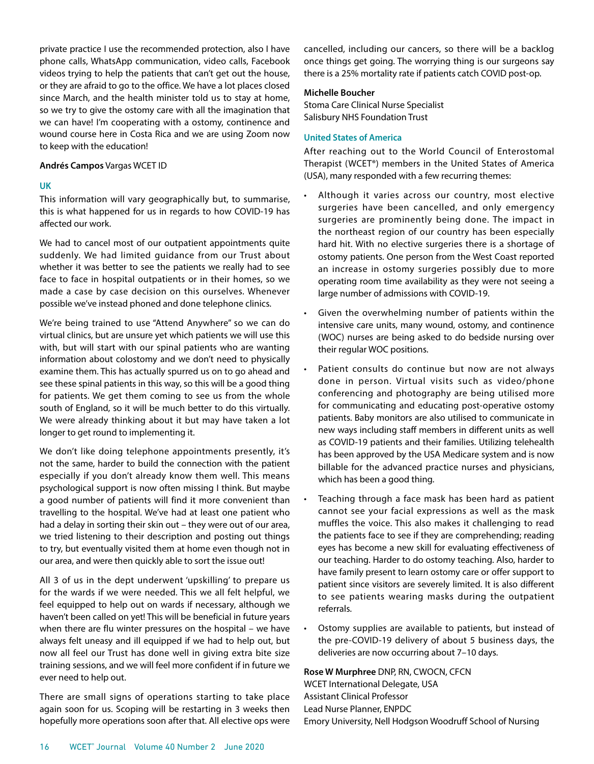private practice I use the recommended protection, also I have phone calls, WhatsApp communication, video calls, Facebook videos trying to help the patients that can't get out the house, or they are afraid to go to the office. We have a lot places closed since March, and the health minister told us to stay at home, so we try to give the ostomy care with all the imagination that we can have! I'm cooperating with a ostomy, continence and wound course here in Costa Rica and we are using Zoom now to keep with the education!

**Andrés Campos** Vargas WCET ID

### UK

This information will vary geographically but, to summarise, this is what happened for us in regards to how COVID-19 has affected our work.

We had to cancel most of our outpatient appointments quite suddenly. We had limited guidance from our Trust about whether it was better to see the patients we really had to see face to face in hospital outpatients or in their homes, so we made a case by case decision on this ourselves. Whenever possible we've instead phoned and done telephone clinics.

We're being trained to use "Attend Anywhere" so we can do virtual clinics, but are unsure yet which patients we will use this with, but will start with our spinal patients who are wanting information about colostomy and we don't need to physically examine them. This has actually spurred us on to go ahead and see these spinal patients in this way, so this will be a good thing for patients. We get them coming to see us from the whole south of England, so it will be much better to do this virtually. We were already thinking about it but may have taken a lot longer to get round to implementing it.

We don't like doing telephone appointments presently, it's not the same, harder to build the connection with the patient especially if you don't already know them well. This means psychological support is now often missing I think. But maybe a good number of patients will find it more convenient than travelling to the hospital. We've had at least one patient who had a delay in sorting their skin out – they were out of our area, we tried listening to their description and posting out things to try, but eventually visited them at home even though not in our area, and were then quickly able to sort the issue out!

All 3 of us in the dept underwent 'upskilling' to prepare us for the wards if we were needed. This we all felt helpful, we feel equipped to help out on wards if necessary, although we haven't been called on yet! This will be beneficial in future years when there are flu winter pressures on the hospital – we have always felt uneasy and ill equipped if we had to help out, but now all feel our Trust has done well in giving extra bite size training sessions, and we will feel more confident if in future we ever need to help out.

There are small signs of operations starting to take place again soon for us. Scoping will be restarting in 3 weeks then hopefully more operations soon after that. All elective ops were cancelled, including our cancers, so there will be a backlog once things get going. The worrying thing is our surgeons say there is a 25% mortality rate if patients catch COVID post-op.

**Michelle Boucher**
Stoma Care Clinical Nurse Specialist
Salisbury NHS Foundation Trust

### United States of America

After reaching out to the World Council of Enterostomal Therapist (WCET®) members in the United States of America (USA), many responded with a few recurring themes:

- Although it varies across our country, most elective surgeries have been cancelled, and only emergency surgeries are prominently being done. The impact in the northeast region of our country has been especially hard hit. With no elective surgeries there is a shortage of ostomy patients. One person from the West Coast reported an increase in ostomy surgeries possibly due to more operating room time availability as they were not seeing a large number of admissions with COVID-19.
- Given the overwhelming number of patients within the intensive care units, many wound, ostomy, and continence (WOC) nurses are being asked to do bedside nursing over their regular WOC positions.
- Patient consults do continue but now are not always done in person. Virtual visits such as video/phone conferencing and photography are being utilised more for communicating and educating post-operative ostomy patients. Baby monitors are also utilised to communicate in new ways including staff members in different units as well as COVID-19 patients and their families. Utilizing telehealth has been approved by the USA Medicare system and is now billable for the advanced practice nurses and physicians, which has been a good thing.
- Teaching through a face mask has been hard as patient cannot see your facial expressions as well as the mask muffles the voice. This also makes it challenging to read the patients face to see if they are comprehending; reading eyes has become a new skill for evaluating effectiveness of our teaching. Harder to do ostomy teaching. Also, harder to have family present to learn ostomy care or offer support to patient since visitors are severely limited. It is also different to see patients wearing masks during the outpatient referrals.
- Ostomy supplies are available to patients, but instead of the pre-COVID-19 delivery of about 5 business days, the deliveries are now occurring about 7–10 days.

**Rose W Murphree** DNP, RN, CWOCN, CFCN
WCET International Delegate, USA
Assistant Clinical Professor
Lead Nurse Planner, ENPDC
Emory University, Nell Hodgson Woodruff School of Nursing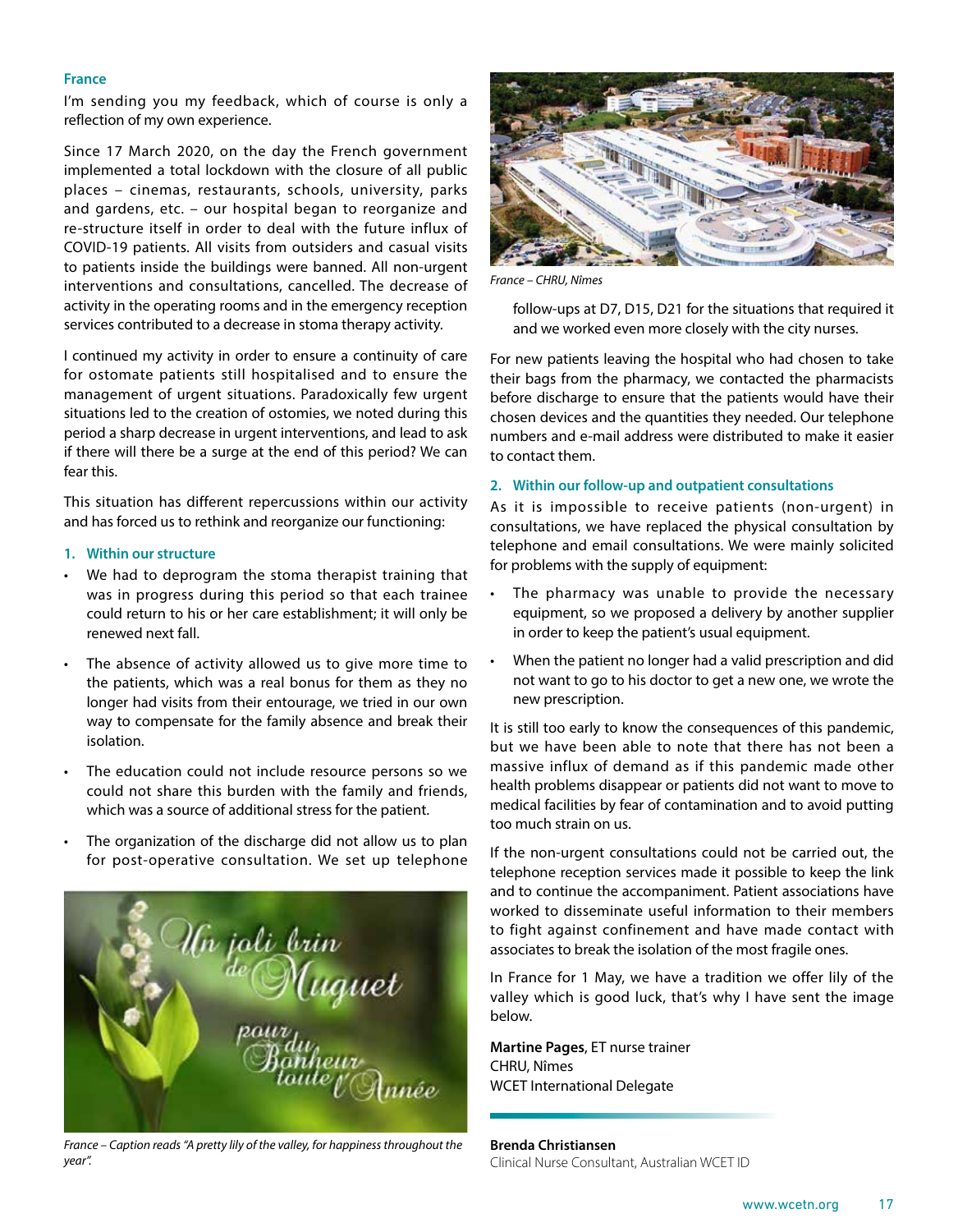### France

I'm sending you my feedback, which of course is only a reflection of my own experience.

Since 17 March 2020, on the day the French government implemented a total lockdown with the closure of all public places – cinemas, restaurants, schools, university, parks and gardens, etc. – our hospital began to reorganize and re-structure itself in order to deal with the future influx of COVID-19 patients. All visits from outsiders and casual visits to patients inside the buildings were banned. All non-urgent interventions and consultations, cancelled. The decrease of activity in the operating rooms and in the emergency reception services contributed to a decrease in stoma therapy activity.

I continued my activity in order to ensure a continuity of care for ostomate patients still hospitalised and to ensure the management of urgent situations. Paradoxically few urgent situations led to the creation of ostomies, we noted during this period a sharp decrease in urgent interventions, and lead to ask if there will there be a surge at the end of this period? We can fear this.

This situation has different repercussions within our activity and has forced us to rethink and reorganize our functioning:

#### 1. Within our structure

- We had to deprogram the stoma therapist training that was in progress during this period so that each trainee could return to his or her care establishment; it will only be renewed next fall.
- The absence of activity allowed us to give more time to the patients, which was a real bonus for them as they no longer had visits from their entourage, we tried in our own way to compensate for the family absence and break their isolation.
- The education could not include resource persons so we could not share this burden with the family and friends, which was a source of additional stress for the patient.
- The organization of the discharge did not allow us to plan for post-operative consultation. We set up telephone follow-ups at D7, D15, D21 for the situations that required it and we worked even more closely with the city nurses.

*France – Caption reads "A pretty lily of the valley, for happiness throughout the year".*

*France – CHRU, Nîmes*

For new patients leaving the hospital who had chosen to take their bags from the pharmacy, we contacted the pharmacists before discharge to ensure that the patients would have their chosen devices and the quantities they needed. Our telephone numbers and e-mail address were distributed to make it easier to contact them.

#### 2. Within our follow-up and outpatient consultations

As it is impossible to receive patients (non-urgent) in consultations, we have replaced the physical consultation by telephone and email consultations. We were mainly solicited for problems with the supply of equipment:

- The pharmacy was unable to provide the necessary equipment, so we proposed a delivery by another supplier in order to keep the patient's usual equipment.
- When the patient no longer had a valid prescription and did not want to go to his doctor to get a new one, we wrote the new prescription.

It is still too early to know the consequences of this pandemic, but we have been able to note that there has not been a massive influx of demand as if this pandemic made other health problems disappear or patients did not want to move to medical facilities by fear of contamination and to avoid putting too much strain on us.

If the non-urgent consultations could not be carried out, the telephone reception services made it possible to keep the link and to continue the accompaniment. Patient associations have worked to disseminate useful information to their members to fight against confinement and have made contact with associates to break the isolation of the most fragile ones.

In France for 1 May, we have a tradition we offer lily of the valley which is good luck, that's why I have sent the image below.

**Martine Pages**, ET nurse trainer
CHRU, Nîmes
WCET International Delegate

**Brenda Christiansen**
Clinical Nurse Consultant, Australian WCET ID